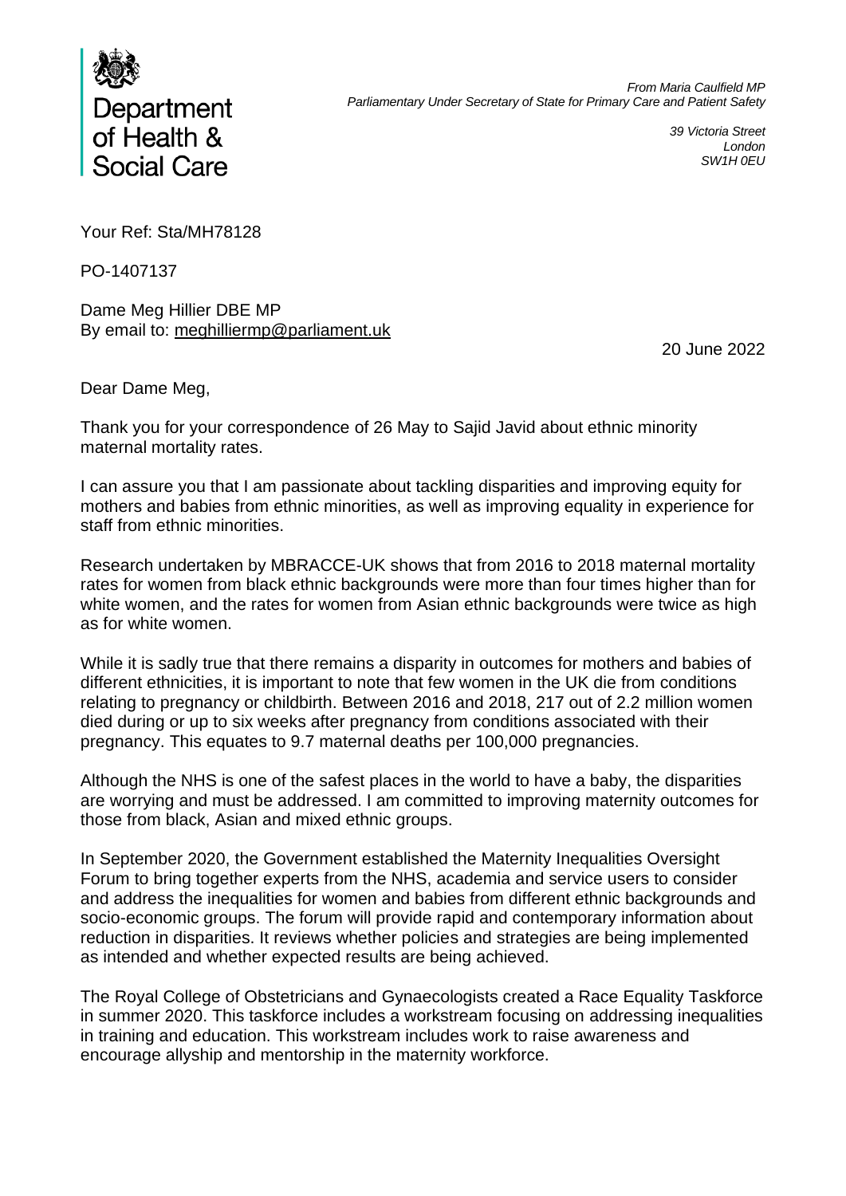Department of Health & Social Care

*From Maria Caulfield MP*
*Parliamentary Under Secretary of State for Primary Care and Patient Safety*

*39 Victoria Street*
*London*
*SW1H 0EU*

Your Ref: Sta/MH78128

PO-1407137

Dame Meg Hillier DBE MP
By email to: meghilliermp@parliament.uk

20 June 2022

Dear Dame Meg,

Thank you for your correspondence of 26 May to Sajid Javid about ethnic minority maternal mortality rates.

I can assure you that I am passionate about tackling disparities and improving equity for mothers and babies from ethnic minorities, as well as improving equality in experience for staff from ethnic minorities.

Research undertaken by MBRACCE-UK shows that from 2016 to 2018 maternal mortality rates for women from black ethnic backgrounds were more than four times higher than for white women, and the rates for women from Asian ethnic backgrounds were twice as high as for white women.

While it is sadly true that there remains a disparity in outcomes for mothers and babies of different ethnicities, it is important to note that few women in the UK die from conditions relating to pregnancy or childbirth. Between 2016 and 2018, 217 out of 2.2 million women died during or up to six weeks after pregnancy from conditions associated with their pregnancy. This equates to 9.7 maternal deaths per 100,000 pregnancies.

Although the NHS is one of the safest places in the world to have a baby, the disparities are worrying and must be addressed. I am committed to improving maternity outcomes for those from black, Asian and mixed ethnic groups.

In September 2020, the Government established the Maternity Inequalities Oversight Forum to bring together experts from the NHS, academia and service users to consider and address the inequalities for women and babies from different ethnic backgrounds and socio-economic groups. The forum will provide rapid and contemporary information about reduction in disparities. It reviews whether policies and strategies are being implemented as intended and whether expected results are being achieved.

The Royal College of Obstetricians and Gynaecologists created a Race Equality Taskforce in summer 2020. This taskforce includes a workstream focusing on addressing inequalities in training and education. This workstream includes work to raise awareness and encourage allyship and mentorship in the maternity workforce.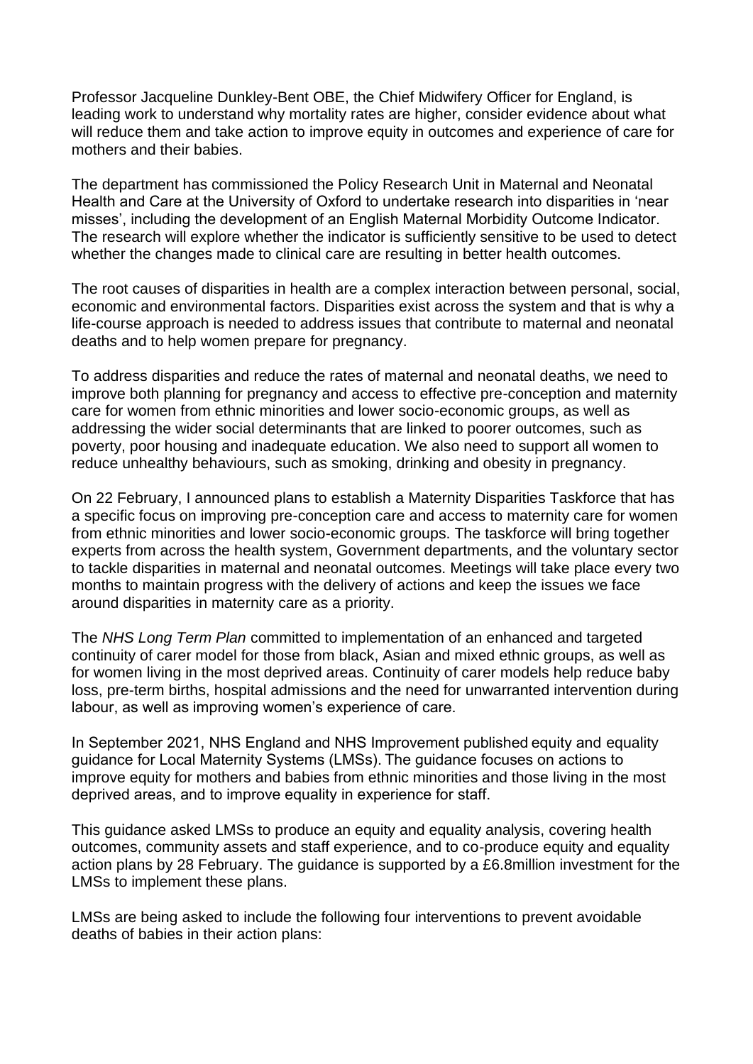Professor Jacqueline Dunkley-Bent OBE, the Chief Midwifery Officer for England, is leading work to understand why mortality rates are higher, consider evidence about what will reduce them and take action to improve equity in outcomes and experience of care for mothers and their babies.

The department has commissioned the Policy Research Unit in Maternal and Neonatal Health and Care at the University of Oxford to undertake research into disparities in 'near misses', including the development of an English Maternal Morbidity Outcome Indicator. The research will explore whether the indicator is sufficiently sensitive to be used to detect whether the changes made to clinical care are resulting in better health outcomes.

The root causes of disparities in health are a complex interaction between personal, social, economic and environmental factors. Disparities exist across the system and that is why a life-course approach is needed to address issues that contribute to maternal and neonatal deaths and to help women prepare for pregnancy.

To address disparities and reduce the rates of maternal and neonatal deaths, we need to improve both planning for pregnancy and access to effective pre-conception and maternity care for women from ethnic minorities and lower socio-economic groups, as well as addressing the wider social determinants that are linked to poorer outcomes, such as poverty, poor housing and inadequate education. We also need to support all women to reduce unhealthy behaviours, such as smoking, drinking and obesity in pregnancy.

On 22 February, I announced plans to establish a Maternity Disparities Taskforce that has a specific focus on improving pre-conception care and access to maternity care for women from ethnic minorities and lower socio-economic groups. The taskforce will bring together experts from across the health system, Government departments, and the voluntary sector to tackle disparities in maternal and neonatal outcomes. Meetings will take place every two months to maintain progress with the delivery of actions and keep the issues we face around disparities in maternity care as a priority.

The *NHS Long Term Plan* committed to implementation of an enhanced and targeted continuity of carer model for those from black, Asian and mixed ethnic groups, as well as for women living in the most deprived areas. Continuity of carer models help reduce baby loss, pre-term births, hospital admissions and the need for unwarranted intervention during labour, as well as improving women's experience of care.

In September 2021, NHS England and NHS Improvement published equity and equality guidance for Local Maternity Systems (LMSs). The guidance focuses on actions to improve equity for mothers and babies from ethnic minorities and those living in the most deprived areas, and to improve equality in experience for staff.

This guidance asked LMSs to produce an equity and equality analysis, covering health outcomes, community assets and staff experience, and to co-produce equity and equality action plans by 28 February. The guidance is supported by a £6.8million investment for the LMSs to implement these plans.

LMSs are being asked to include the following four interventions to prevent avoidable deaths of babies in their action plans: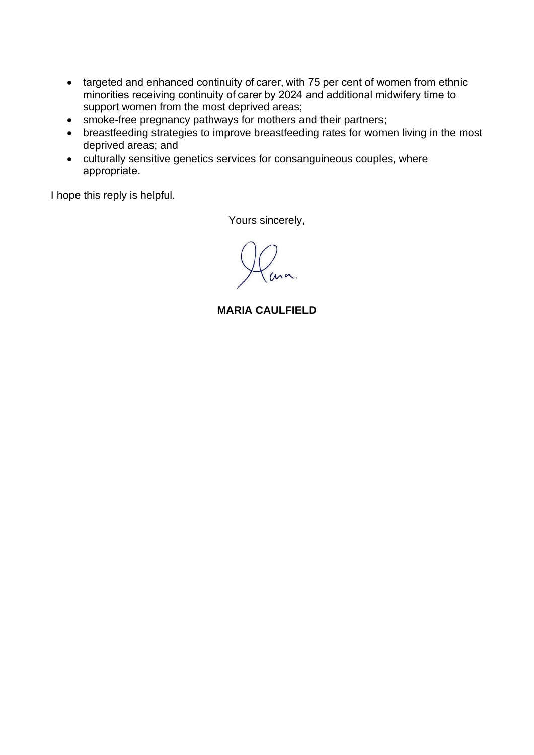- targeted and enhanced continuity of carer, with 75 per cent of women from ethnic minorities receiving continuity of carer by 2024 and additional midwifery time to support women from the most deprived areas;
- smoke-free pregnancy pathways for mothers and their partners;
- breastfeeding strategies to improve breastfeeding rates for women living in the most deprived areas; and
- culturally sensitive genetics services for consanguineous couples, where appropriate.

I hope this reply is helpful.

Yours sincerely,

**MARIA CAULFIELD**